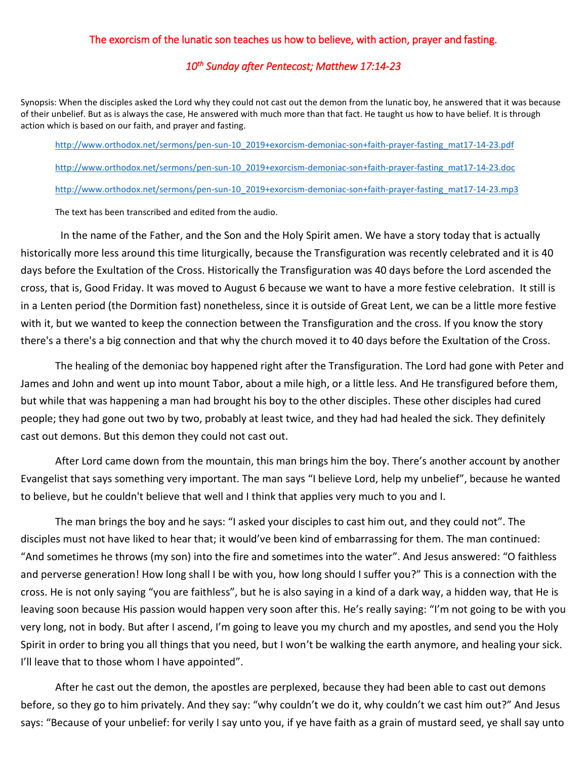# The exorcism of the lunatic son teaches us how to believe, with action, prayer and fasting.

## *10th Sunday after Pentecost; Matthew 17:14-23*

Synopsis: When the disciples asked the Lord why they could not cast out the demon from the lunatic boy, he answered that it was because of their unbelief. But as is always the case, He answered with much more than that fact. He taught us how to have belief. It is through action which is based on our faith, and prayer and fasting.

http://www.orthodox.net/sermons/pen-sun-10_2019+exorcism-demoniac-son+faith-prayer-fasting_mat17-14-23.pdf

http://www.orthodox.net/sermons/pen-sun-10_2019+exorcism-demoniac-son+faith-prayer-fasting_mat17-14-23.doc

http://www.orthodox.net/sermons/pen-sun-10_2019+exorcism-demoniac-son+faith-prayer-fasting_mat17-14-23.mp3

The text has been transcribed and edited from the audio.

In the name of the Father, and the Son and the Holy Spirit amen. We have a story today that is actually historically more less around this time liturgically, because the Transfiguration was recently celebrated and it is 40 days before the Exultation of the Cross. Historically the Transfiguration was 40 days before the Lord ascended the cross, that is, Good Friday. It was moved to August 6 because we want to have a more festive celebration. It still is in a Lenten period (the Dormition fast) nonetheless, since it is outside of Great Lent, we can be a little more festive with it, but we wanted to keep the connection between the Transfiguration and the cross. If you know the story there's a there's a big connection and that why the church moved it to 40 days before the Exultation of the Cross.

The healing of the demoniac boy happened right after the Transfiguration. The Lord had gone with Peter and James and John and went up into mount Tabor, about a mile high, or a little less. And He transfigured before them, but while that was happening a man had brought his boy to the other disciples. These other disciples had cured people; they had gone out two by two, probably at least twice, and they had had healed the sick. They definitely cast out demons. But this demon they could not cast out.

After Lord came down from the mountain, this man brings him the boy. There's another account by another Evangelist that says something very important. The man says "I believe Lord, help my unbelief", because he wanted to believe, but he couldn't believe that well and I think that applies very much to you and I.

The man brings the boy and he says: "I asked your disciples to cast him out, and they could not". The disciples must not have liked to hear that; it would've been kind of embarrassing for them. The man continued: "And sometimes he throws (my son) into the fire and sometimes into the water". And Jesus answered: "O faithless and perverse generation! How long shall I be with you, how long should I suffer you?" This is a connection with the cross. He is not only saying "you are faithless", but he is also saying in a kind of a dark way, a hidden way, that He is leaving soon because His passion would happen very soon after this. He's really saying: "I'm not going to be with you very long, not in body. But after I ascend, I'm going to leave you my church and my apostles, and send you the Holy Spirit in order to bring you all things that you need, but I won't be walking the earth anymore, and healing your sick. I'll leave that to those whom I have appointed".

After he cast out the demon, the apostles are perplexed, because they had been able to cast out demons before, so they go to him privately. And they say: "why couldn't we do it, why couldn't we cast him out?" And Jesus says: "Because of your unbelief: for verily I say unto you, if ye have faith as a grain of mustard seed, ye shall say unto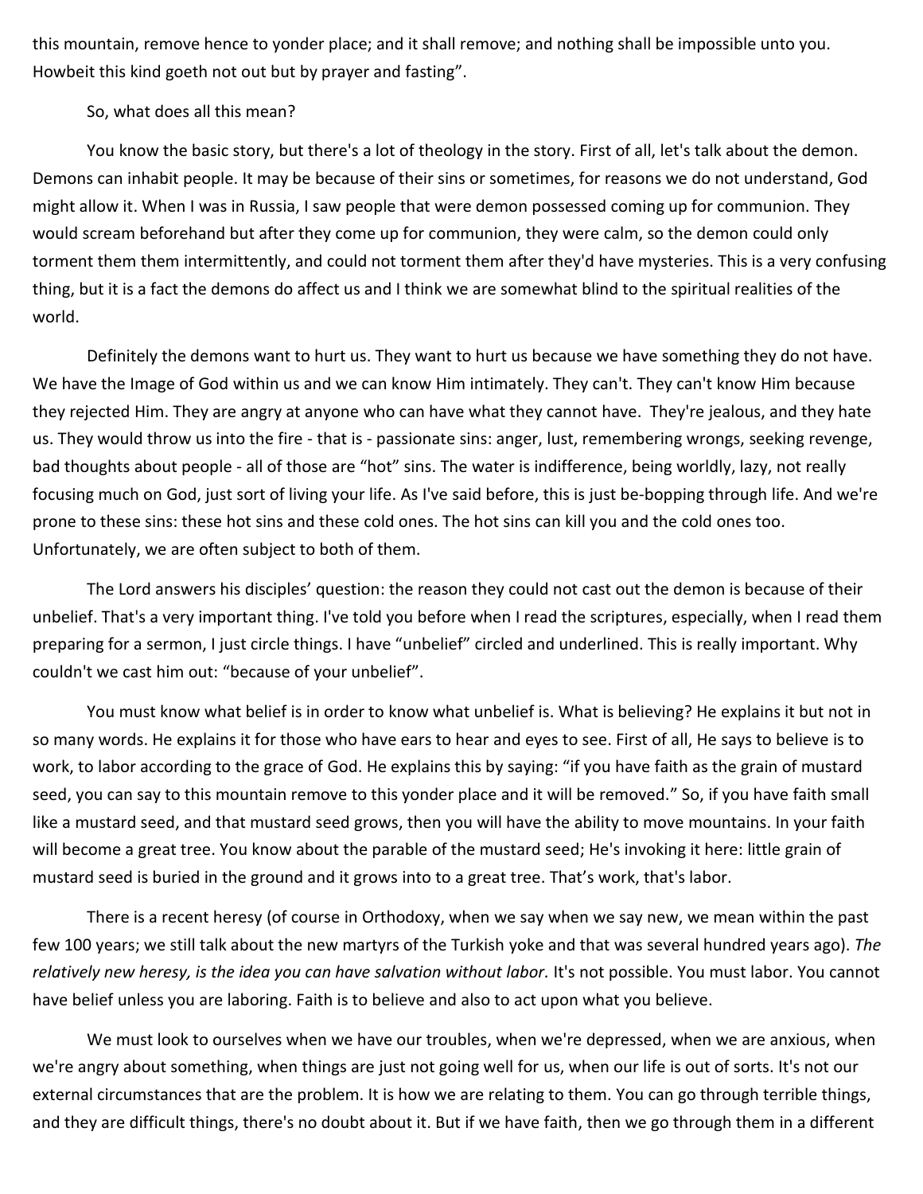this mountain, remove hence to yonder place; and it shall remove; and nothing shall be impossible unto you. Howbeit this kind goeth not out but by prayer and fasting".

So, what does all this mean?

You know the basic story, but there's a lot of theology in the story. First of all, let's talk about the demon. Demons can inhabit people. It may be because of their sins or sometimes, for reasons we do not understand, God might allow it. When I was in Russia, I saw people that were demon possessed coming up for communion. They would scream beforehand but after they come up for communion, they were calm, so the demon could only torment them them intermittently, and could not torment them after they'd have mysteries. This is a very confusing thing, but it is a fact the demons do affect us and I think we are somewhat blind to the spiritual realities of the world.

Definitely the demons want to hurt us. They want to hurt us because we have something they do not have. We have the Image of God within us and we can know Him intimately. They can't. They can't know Him because they rejected Him. They are angry at anyone who can have what they cannot have. They're jealous, and they hate us. They would throw us into the fire - that is - passionate sins: anger, lust, remembering wrongs, seeking revenge, bad thoughts about people - all of those are "hot" sins. The water is indifference, being worldly, lazy, not really focusing much on God, just sort of living your life. As I've said before, this is just be-bopping through life. And we're prone to these sins: these hot sins and these cold ones. The hot sins can kill you and the cold ones too. Unfortunately, we are often subject to both of them.

The Lord answers his disciples' question: the reason they could not cast out the demon is because of their unbelief. That's a very important thing. I've told you before when I read the scriptures, especially, when I read them preparing for a sermon, I just circle things. I have "unbelief" circled and underlined. This is really important. Why couldn't we cast him out: "because of your unbelief".

You must know what belief is in order to know what unbelief is. What is believing? He explains it but not in so many words. He explains it for those who have ears to hear and eyes to see. First of all, He says to believe is to work, to labor according to the grace of God. He explains this by saying: "if you have faith as the grain of mustard seed, you can say to this mountain remove to this yonder place and it will be removed." So, if you have faith small like a mustard seed, and that mustard seed grows, then you will have the ability to move mountains. In your faith will become a great tree. You know about the parable of the mustard seed; He's invoking it here: little grain of mustard seed is buried in the ground and it grows into to a great tree. That's work, that's labor.

There is a recent heresy (of course in Orthodoxy, when we say when we say new, we mean within the past few 100 years; we still talk about the new martyrs of the Turkish yoke and that was several hundred years ago). *The relatively new heresy, is the idea you can have salvation without labor.* It's not possible. You must labor. You cannot have belief unless you are laboring. Faith is to believe and also to act upon what you believe.

We must look to ourselves when we have our troubles, when we're depressed, when we are anxious, when we're angry about something, when things are just not going well for us, when our life is out of sorts. It's not our external circumstances that are the problem. It is how we are relating to them. You can go through terrible things, and they are difficult things, there's no doubt about it. But if we have faith, then we go through them in a different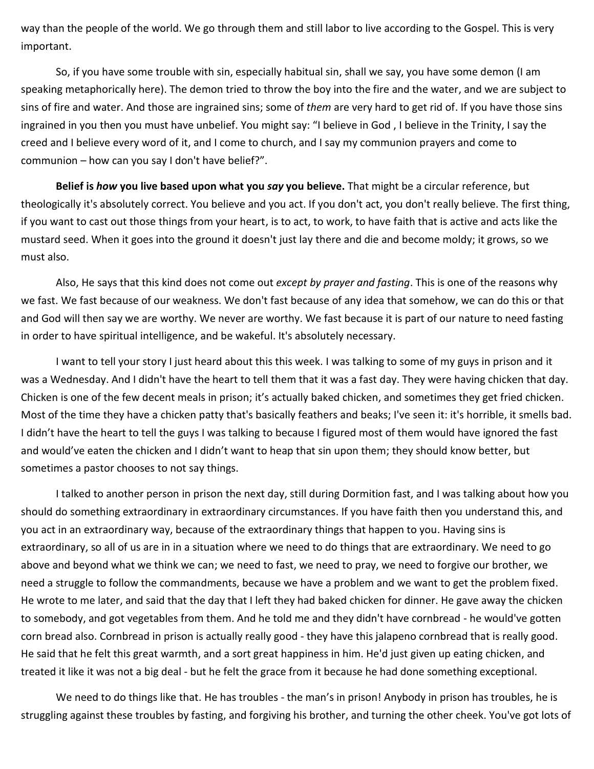way than the people of the world. We go through them and still labor to live according to the Gospel. This is very important.

So, if you have some trouble with sin, especially habitual sin, shall we say, you have some demon (I am speaking metaphorically here). The demon tried to throw the boy into the fire and the water, and we are subject to sins of fire and water. And those are ingrained sins; some of *them* are very hard to get rid of. If you have those sins ingrained in you then you must have unbelief. You might say: "I believe in God , I believe in the Trinity, I say the creed and I believe every word of it, and I come to church, and I say my communion prayers and come to communion – how can you say I don't have belief?".

**Belief is *how* you live based upon what you *say* you believe.** That might be a circular reference, but theologically it's absolutely correct. You believe and you act. If you don't act, you don't really believe. The first thing, if you want to cast out those things from your heart, is to act, to work, to have faith that is active and acts like the mustard seed. When it goes into the ground it doesn't just lay there and die and become moldy; it grows, so we must also.

Also, He says that this kind does not come out *except by prayer and fasting*. This is one of the reasons why we fast. We fast because of our weakness. We don't fast because of any idea that somehow, we can do this or that and God will then say we are worthy. We never are worthy. We fast because it is part of our nature to need fasting in order to have spiritual intelligence, and be wakeful. It's absolutely necessary.

I want to tell your story I just heard about this this week. I was talking to some of my guys in prison and it was a Wednesday. And I didn't have the heart to tell them that it was a fast day. They were having chicken that day. Chicken is one of the few decent meals in prison; it's actually baked chicken, and sometimes they get fried chicken. Most of the time they have a chicken patty that's basically feathers and beaks; I've seen it: it's horrible, it smells bad. I didn't have the heart to tell the guys I was talking to because I figured most of them would have ignored the fast and would've eaten the chicken and I didn't want to heap that sin upon them; they should know better, but sometimes a pastor chooses to not say things.

I talked to another person in prison the next day, still during Dormition fast, and I was talking about how you should do something extraordinary in extraordinary circumstances. If you have faith then you understand this, and you act in an extraordinary way, because of the extraordinary things that happen to you. Having sins is extraordinary, so all of us are in in a situation where we need to do things that are extraordinary. We need to go above and beyond what we think we can; we need to fast, we need to pray, we need to forgive our brother, we need a struggle to follow the commandments, because we have a problem and we want to get the problem fixed. He wrote to me later, and said that the day that I left they had baked chicken for dinner. He gave away the chicken to somebody, and got vegetables from them. And he told me and they didn't have cornbread - he would've gotten corn bread also. Cornbread in prison is actually really good - they have this jalapeno cornbread that is really good. He said that he felt this great warmth, and a sort great happiness in him. He'd just given up eating chicken, and treated it like it was not a big deal - but he felt the grace from it because he had done something exceptional.

We need to do things like that. He has troubles - the man's in prison! Anybody in prison has troubles, he is struggling against these troubles by fasting, and forgiving his brother, and turning the other cheek. You've got lots of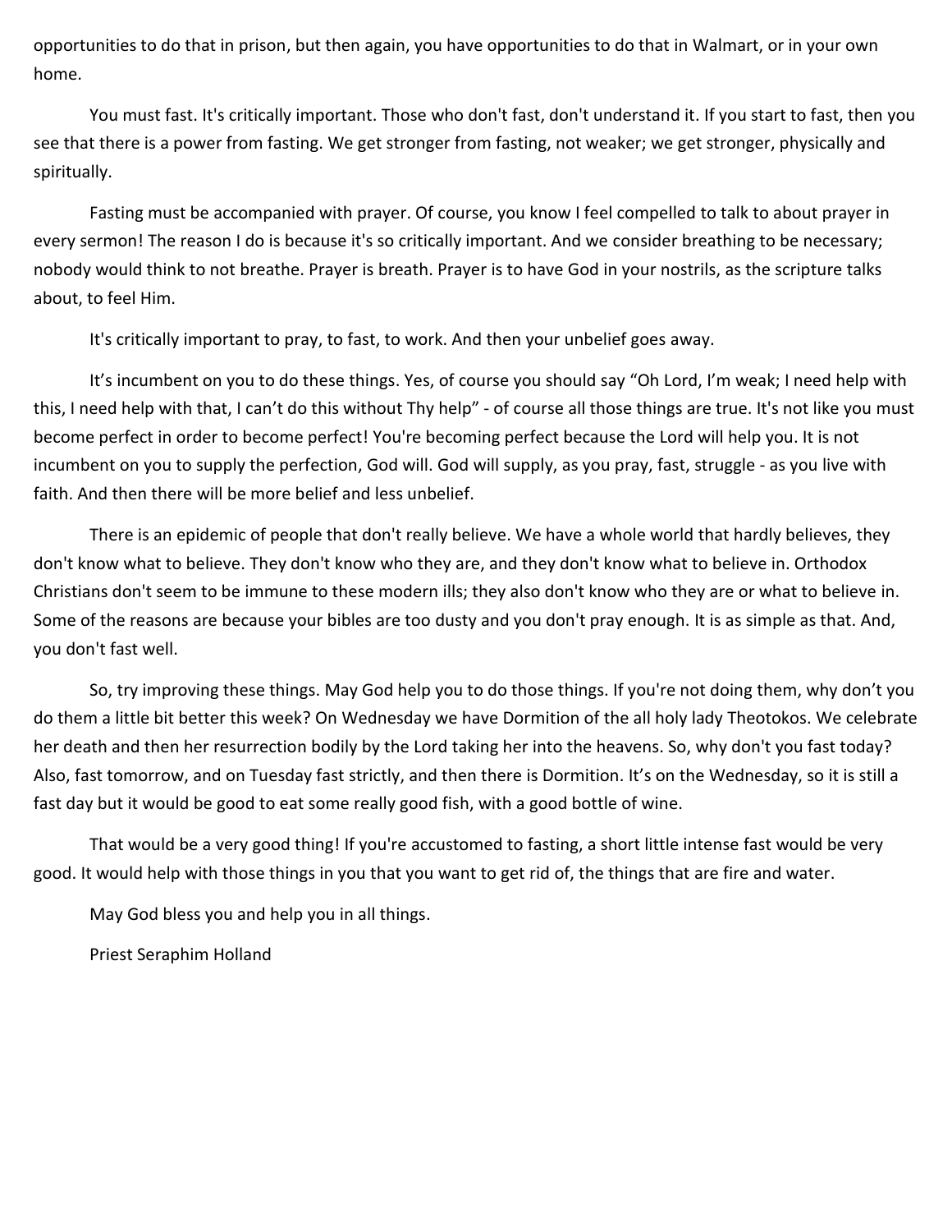opportunities to do that in prison, but then again, you have opportunities to do that in Walmart, or in your own home.

You must fast. It's critically important. Those who don't fast, don't understand it. If you start to fast, then you see that there is a power from fasting. We get stronger from fasting, not weaker; we get stronger, physically and spiritually.

Fasting must be accompanied with prayer. Of course, you know I feel compelled to talk to about prayer in every sermon! The reason I do is because it's so critically important. And we consider breathing to be necessary; nobody would think to not breathe. Prayer is breath. Prayer is to have God in your nostrils, as the scripture talks about, to feel Him.

It's critically important to pray, to fast, to work. And then your unbelief goes away.

It's incumbent on you to do these things. Yes, of course you should say "Oh Lord, I'm weak; I need help with this, I need help with that, I can't do this without Thy help" - of course all those things are true. It's not like you must become perfect in order to become perfect! You're becoming perfect because the Lord will help you. It is not incumbent on you to supply the perfection, God will. God will supply, as you pray, fast, struggle - as you live with faith. And then there will be more belief and less unbelief.

There is an epidemic of people that don't really believe. We have a whole world that hardly believes, they don't know what to believe. They don't know who they are, and they don't know what to believe in. Orthodox Christians don't seem to be immune to these modern ills; they also don't know who they are or what to believe in. Some of the reasons are because your bibles are too dusty and you don't pray enough. It is as simple as that. And, you don't fast well.

So, try improving these things. May God help you to do those things. If you're not doing them, why don't you do them a little bit better this week? On Wednesday we have Dormition of the all holy lady Theotokos. We celebrate her death and then her resurrection bodily by the Lord taking her into the heavens. So, why don't you fast today? Also, fast tomorrow, and on Tuesday fast strictly, and then there is Dormition. It's on the Wednesday, so it is still a fast day but it would be good to eat some really good fish, with a good bottle of wine.

That would be a very good thing! If you're accustomed to fasting, a short little intense fast would be very good. It would help with those things in you that you want to get rid of, the things that are fire and water.

May God bless you and help you in all things.

Priest Seraphim Holland